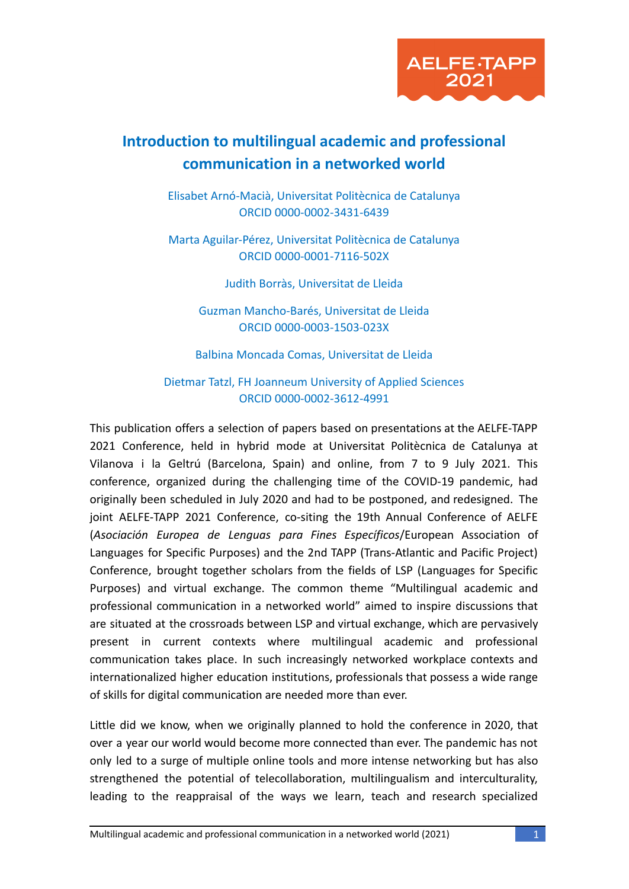# Introduction to multilingual academic and professional communication in a networked world

Elisabet Arnó-Macià, Universitat Politècnica de Catalunya
ORCID 0000-0002-3431-6439

Marta Aguilar-Pérez, Universitat Politècnica de Catalunya
ORCID 0000-0001-7116-502X

Judith Borràs, Universitat de Lleida

Guzman Mancho-Barés, Universitat de Lleida
ORCID 0000-0003-1503-023X

Balbina Moncada Comas, Universitat de Lleida

Dietmar Tatzl, FH Joanneum University of Applied Sciences
ORCID 0000-0002-3612-4991

This publication offers a selection of papers based on presentations at the AELFE-TAPP 2021 Conference, held in hybrid mode at Universitat Politècnica de Catalunya at Vilanova i la Geltrú (Barcelona, Spain) and online, from 7 to 9 July 2021. This conference, organized during the challenging time of the COVID-19 pandemic, had originally been scheduled in July 2020 and had to be postponed, and redesigned. The joint AELFE-TAPP 2021 Conference, co-siting the 19th Annual Conference of AELFE (*Asociación Europea de Lenguas para Fines Específicos*/European Association of Languages for Specific Purposes) and the 2nd TAPP (Trans-Atlantic and Pacific Project) Conference, brought together scholars from the fields of LSP (Languages for Specific Purposes) and virtual exchange. The common theme "Multilingual academic and professional communication in a networked world" aimed to inspire discussions that are situated at the crossroads between LSP and virtual exchange, which are pervasively present in current contexts where multilingual academic and professional communication takes place. In such increasingly networked workplace contexts and internationalized higher education institutions, professionals that possess a wide range of skills for digital communication are needed more than ever.

Little did we know, when we originally planned to hold the conference in 2020, that over a year our world would become more connected than ever. The pandemic has not only led to a surge of multiple online tools and more intense networking but has also strengthened the potential of telecollaboration, multilingualism and interculturality, leading to the reappraisal of the ways we learn, teach and research specialized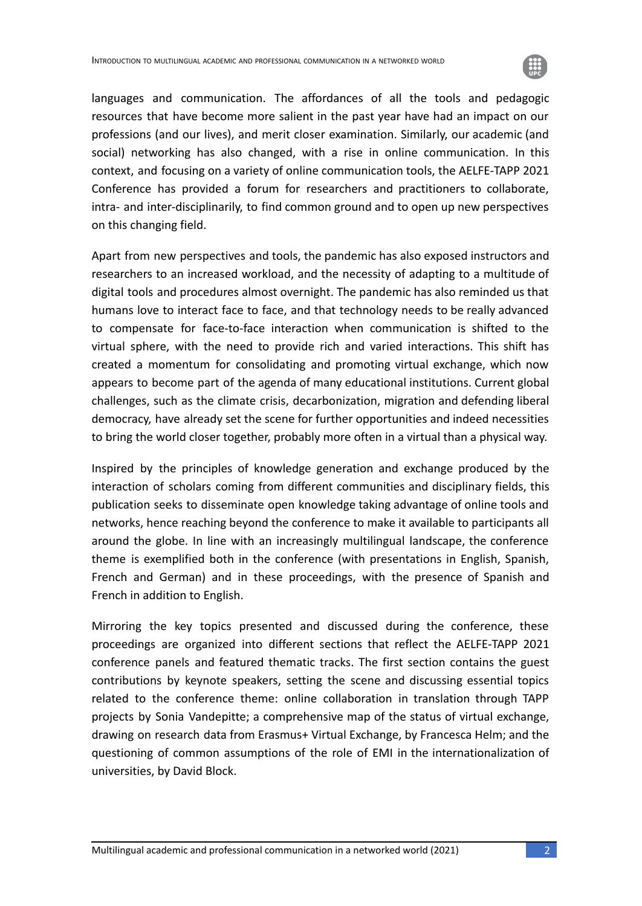languages and communication. The affordances of all the tools and pedagogic resources that have become more salient in the past year have had an impact on our professions (and our lives), and merit closer examination. Similarly, our academic (and social) networking has also changed, with a rise in online communication. In this context, and focusing on a variety of online communication tools, the AELFE-TAPP 2021 Conference has provided a forum for researchers and practitioners to collaborate, intra- and inter-disciplinarily, to find common ground and to open up new perspectives on this changing field.

Apart from new perspectives and tools, the pandemic has also exposed instructors and researchers to an increased workload, and the necessity of adapting to a multitude of digital tools and procedures almost overnight. The pandemic has also reminded us that humans love to interact face to face, and that technology needs to be really advanced to compensate for face-to-face interaction when communication is shifted to the virtual sphere, with the need to provide rich and varied interactions. This shift has created a momentum for consolidating and promoting virtual exchange, which now appears to become part of the agenda of many educational institutions. Current global challenges, such as the climate crisis, decarbonization, migration and defending liberal democracy, have already set the scene for further opportunities and indeed necessities to bring the world closer together, probably more often in a virtual than a physical way.

Inspired by the principles of knowledge generation and exchange produced by the interaction of scholars coming from different communities and disciplinary fields, this publication seeks to disseminate open knowledge taking advantage of online tools and networks, hence reaching beyond the conference to make it available to participants all around the globe. In line with an increasingly multilingual landscape, the conference theme is exemplified both in the conference (with presentations in English, Spanish, French and German) and in these proceedings, with the presence of Spanish and French in addition to English.

Mirroring the key topics presented and discussed during the conference, these proceedings are organized into different sections that reflect the AELFE-TAPP 2021 conference panels and featured thematic tracks. The first section contains the guest contributions by keynote speakers, setting the scene and discussing essential topics related to the conference theme: online collaboration in translation through TAPP projects by Sonia Vandepitte; a comprehensive map of the status of virtual exchange, drawing on research data from Erasmus+ Virtual Exchange, by Francesca Helm; and the questioning of common assumptions of the role of EMI in the internationalization of universities, by David Block.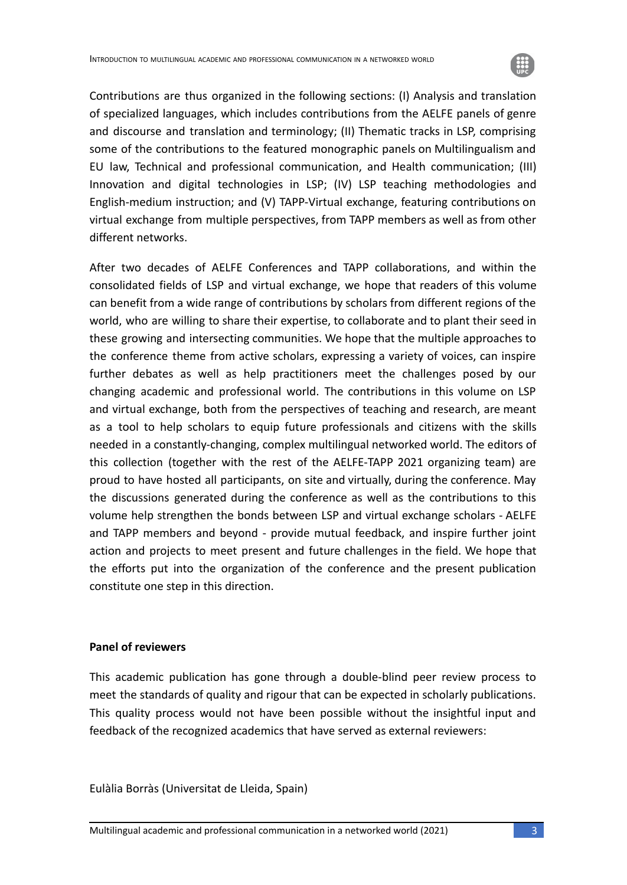Contributions are thus organized in the following sections: (I) Analysis and translation of specialized languages, which includes contributions from the AELFE panels of genre and discourse and translation and terminology; (II) Thematic tracks in LSP, comprising some of the contributions to the featured monographic panels on Multilingualism and EU law, Technical and professional communication, and Health communication; (III) Innovation and digital technologies in LSP; (IV) LSP teaching methodologies and English-medium instruction; and (V) TAPP-Virtual exchange, featuring contributions on virtual exchange from multiple perspectives, from TAPP members as well as from other different networks.

After two decades of AELFE Conferences and TAPP collaborations, and within the consolidated fields of LSP and virtual exchange, we hope that readers of this volume can benefit from a wide range of contributions by scholars from different regions of the world, who are willing to share their expertise, to collaborate and to plant their seed in these growing and intersecting communities. We hope that the multiple approaches to the conference theme from active scholars, expressing a variety of voices, can inspire further debates as well as help practitioners meet the challenges posed by our changing academic and professional world. The contributions in this volume on LSP and virtual exchange, both from the perspectives of teaching and research, are meant as a tool to help scholars to equip future professionals and citizens with the skills needed in a constantly-changing, complex multilingual networked world. The editors of this collection (together with the rest of the AELFE-TAPP 2021 organizing team) are proud to have hosted all participants, on site and virtually, during the conference. May the discussions generated during the conference as well as the contributions to this volume help strengthen the bonds between LSP and virtual exchange scholars - AELFE and TAPP members and beyond - provide mutual feedback, and inspire further joint action and projects to meet present and future challenges in the field. We hope that the efforts put into the organization of the conference and the present publication constitute one step in this direction.

**Panel of reviewers**

This academic publication has gone through a double-blind peer review process to meet the standards of quality and rigour that can be expected in scholarly publications. This quality process would not have been possible without the insightful input and feedback of the recognized academics that have served as external reviewers:

Eulàlia Borràs (Universitat de Lleida, Spain)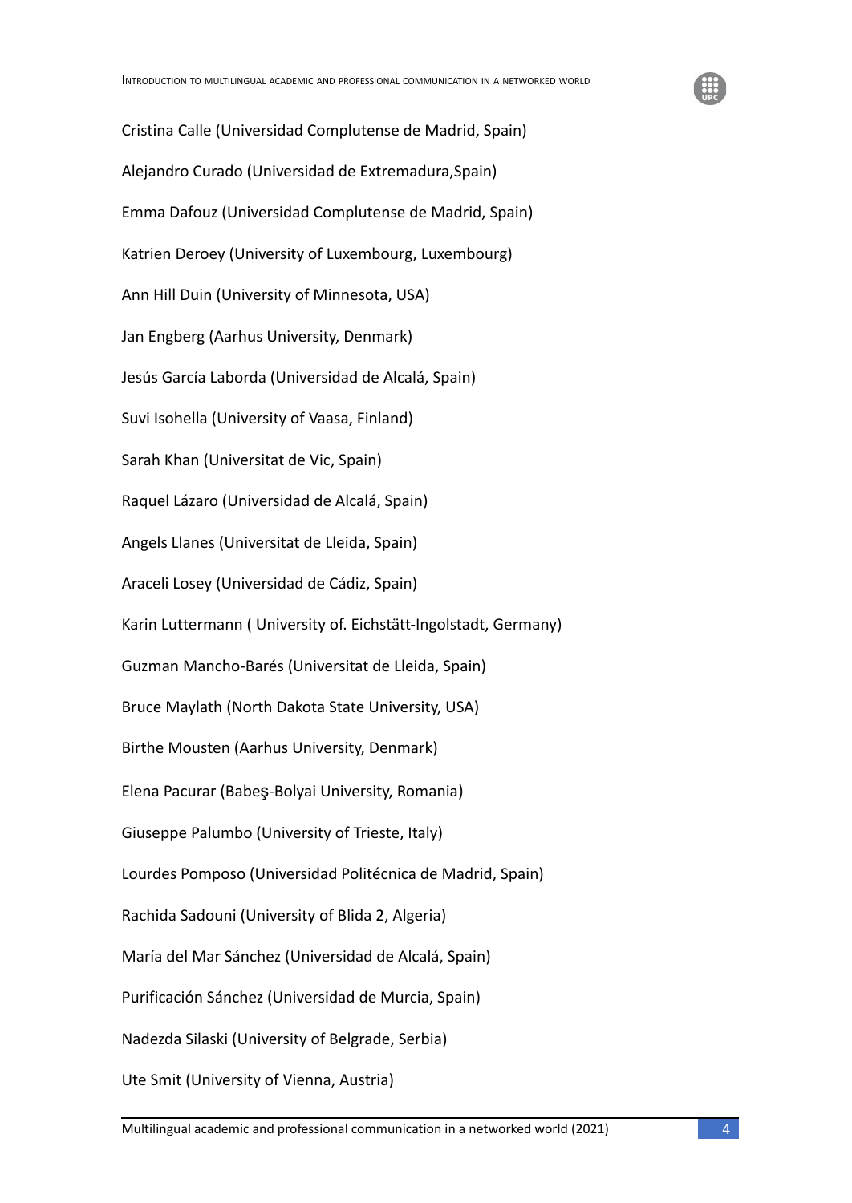Cristina Calle (Universidad Complutense de Madrid, Spain)

Alejandro Curado (Universidad de Extremadura,Spain)

Emma Dafouz (Universidad Complutense de Madrid, Spain)

Katrien Deroey (University of Luxembourg, Luxembourg)

Ann Hill Duin (University of Minnesota, USA)

Jan Engberg (Aarhus University, Denmark)

Jesús García Laborda (Universidad de Alcalá, Spain)

Suvi Isohella (University of Vaasa, Finland)

Sarah Khan (Universitat de Vic, Spain)

Raquel Lázaro (Universidad de Alcalá, Spain)

Angels Llanes (Universitat de Lleida, Spain)

Araceli Losey (Universidad de Cádiz, Spain)

Karin Luttermann ( University of. Eichstätt-Ingolstadt, Germany)

Guzman Mancho-Barés (Universitat de Lleida, Spain)

Bruce Maylath (North Dakota State University, USA)

Birthe Mousten (Aarhus University, Denmark)

Elena Pacurar (Babeş-Bolyai University, Romania)

Giuseppe Palumbo (University of Trieste, Italy)

Lourdes Pomposo (Universidad Politécnica de Madrid, Spain)

Rachida Sadouni (University of Blida 2, Algeria)

María del Mar Sánchez (Universidad de Alcalá, Spain)

Purificación Sánchez (Universidad de Murcia, Spain)

Nadezda Silaski (University of Belgrade, Serbia)

Ute Smit (University of Vienna, Austria)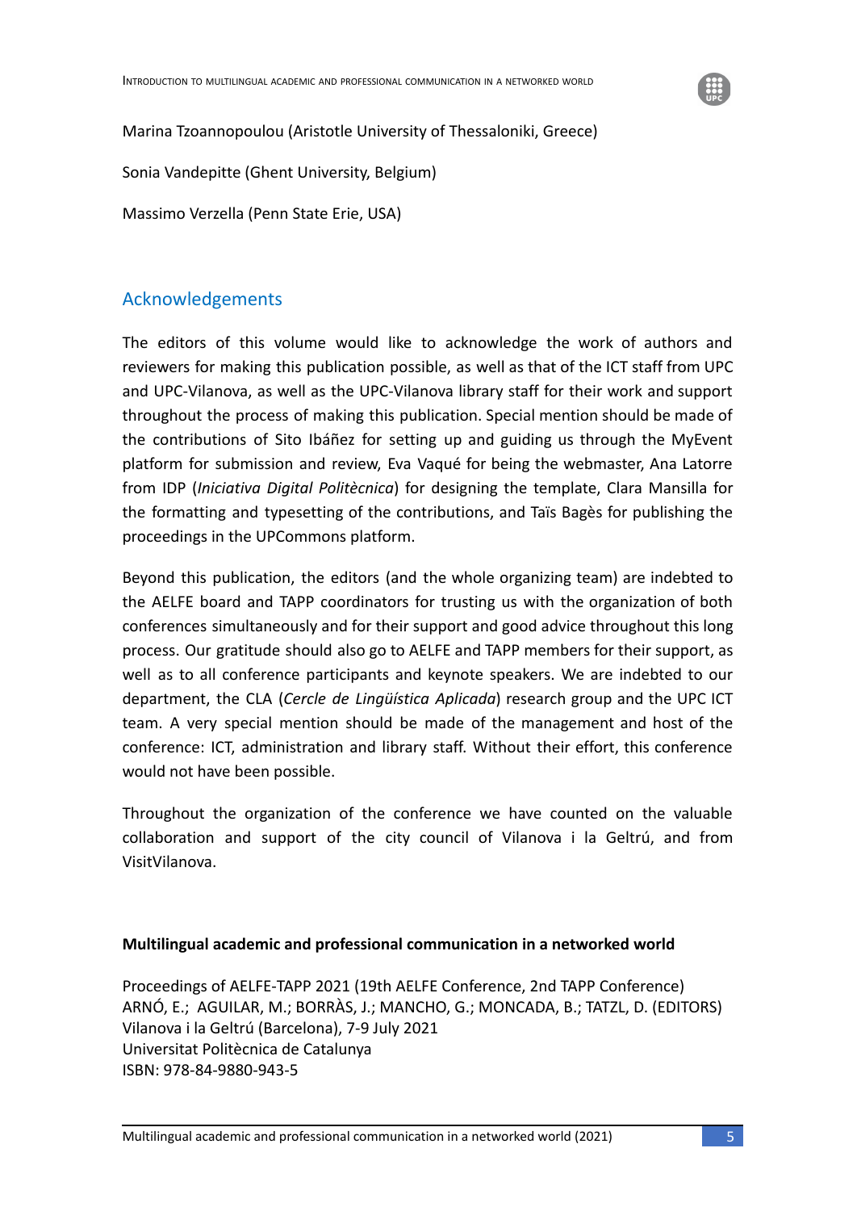Marina Tzoannopoulou (Aristotle University of Thessaloniki, Greece)

Sonia Vandepitte (Ghent University, Belgium)

Massimo Verzella (Penn State Erie, USA)

## Acknowledgements

The editors of this volume would like to acknowledge the work of authors and reviewers for making this publication possible, as well as that of the ICT staff from UPC and UPC-Vilanova, as well as the UPC-Vilanova library staff for their work and support throughout the process of making this publication. Special mention should be made of the contributions of Sito Ibáñez for setting up and guiding us through the MyEvent platform for submission and review, Eva Vaqué for being the webmaster, Ana Latorre from IDP (*Iniciativa Digital Politècnica*) for designing the template, Clara Mansilla for the formatting and typesetting of the contributions, and Taïs Bagès for publishing the proceedings in the UPCommons platform.

Beyond this publication, the editors (and the whole organizing team) are indebted to the AELFE board and TAPP coordinators for trusting us with the organization of both conferences simultaneously and for their support and good advice throughout this long process. Our gratitude should also go to AELFE and TAPP members for their support, as well as to all conference participants and keynote speakers. We are indebted to our department, the CLA (*Cercle de Lingüística Aplicada*) research group and the UPC ICT team. A very special mention should be made of the management and host of the conference: ICT, administration and library staff. Without their effort, this conference would not have been possible.

Throughout the organization of the conference we have counted on the valuable collaboration and support of the city council of Vilanova i la Geltrú, and from VisitVilanova.

**Multilingual academic and professional communication in a networked world**

Proceedings of AELFE-TAPP 2021 (19th AELFE Conference, 2nd TAPP Conference)
ARNÓ, E.; AGUILAR, M.; BORRÀS, J.; MANCHO, G.; MONCADA, B.; TATZL, D. (EDITORS)
Vilanova i la Geltrú (Barcelona), 7-9 July 2021
Universitat Politècnica de Catalunya
ISBN: 978-84-9880-943-5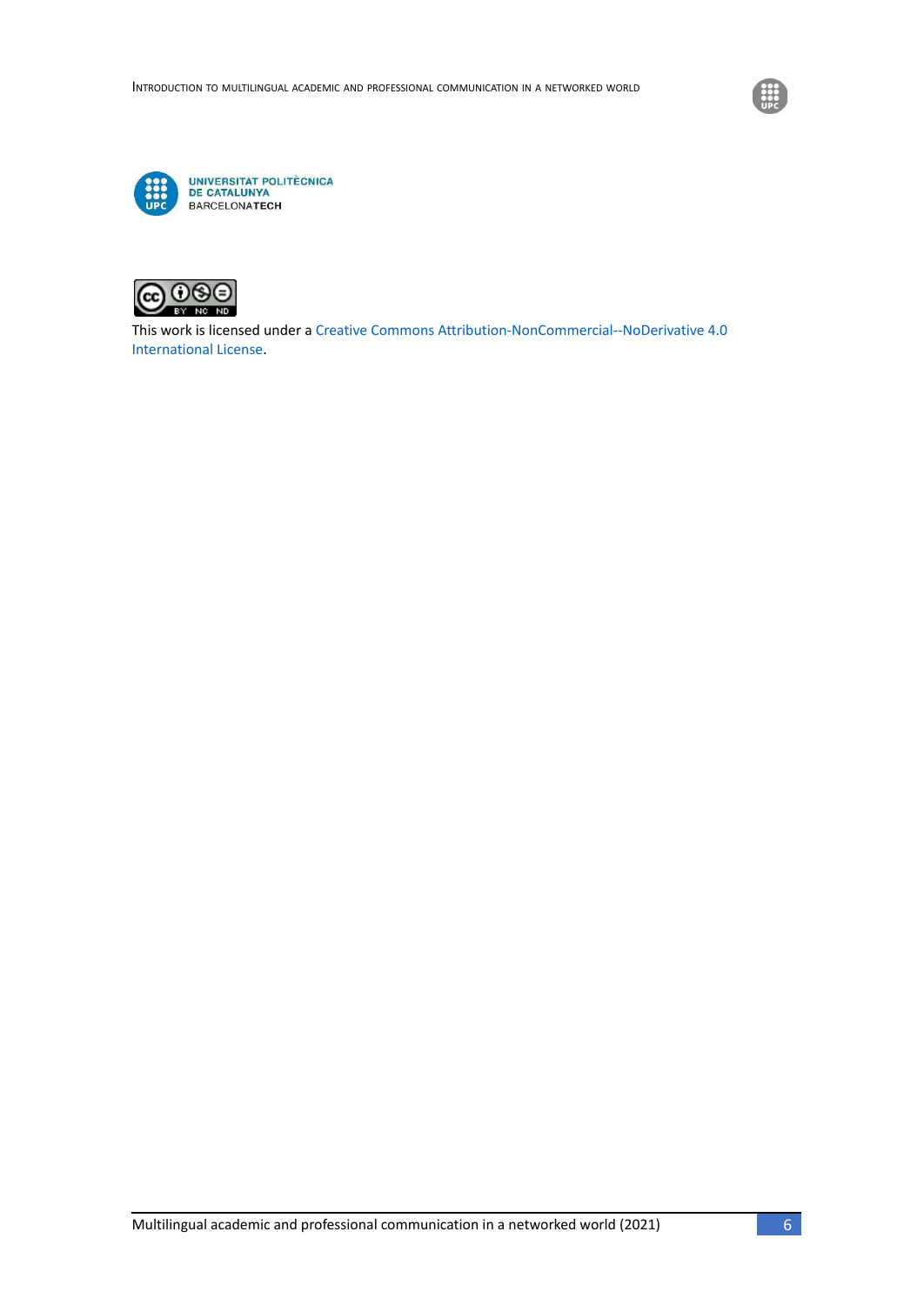UNIVERSITAT POLITÈCNICA
DE CATALUNYA
BARCELONATECH

This work is licensed under a Creative Commons Attribution-NonCommercial--NoDerivative 4.0 International License.